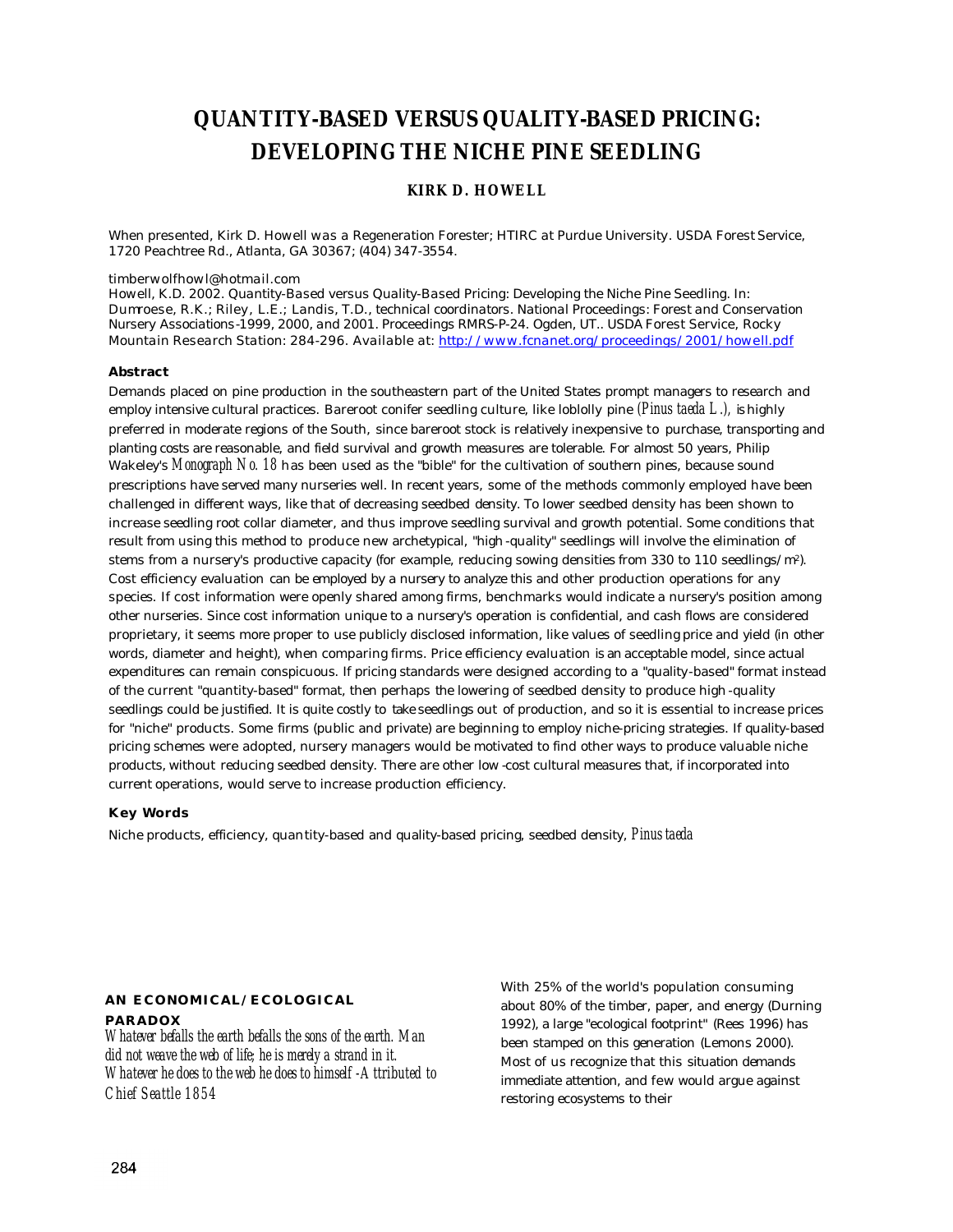# QUANTITY-BASED VERSUS QUALITY-BASED PRICING: DEVELOPING THE NICHE PINE SEEDLING

**KIRK D. HOWELL**

When presented, Kirk D. Howell was a Regeneration Forester; HTIRC at Purdue University. USDA Forest Service, 1720 Peachtree Rd., Atlanta, GA 30367; (404) 347-3554.

timberwolfhowl@hotmail.com

Howell, K.D. 2002. Quantity-Based versus Quality-Based Pricing: Developing the Niche Pine Seedling. In: Dumroese, R.K.; Riley, L.E.; Landis, T.D., technical coordinators. National Proceedings: Forest and Conservation Nursery Associations-1999, 2000, and 2001. Proceedings RMRS-P-24. Ogden, UT.. USDA Forest Service, Rocky Mountain Research Station: 284-296. Available at: http://www.fcnanet.org/proceedings/2001/howell.pdf

### Abstract

Demands placed on pine production in the southeastern part of the United States prompt managers to research and employ intensive cultural practices. Bareroot conifer seedling culture, like loblolly pine *(Pinus taeda L.),* is highly preferred in moderate regions of the South, since bareroot stock is relatively inexpensive to purchase, transporting and planting costs are reasonable, and field survival and growth measures are tolerable. For almost 50 years, Philip Wakeley's *Monograph No. 18* has been used as the "bible" for the cultivation of southern pines, because sound prescriptions have served many nurseries well. In recent years, some of the methods commonly employed have been challenged in different ways, like that of decreasing seedbed density. To lower seedbed density has been shown to increase seedling root collar diameter, and thus improve seedling survival and growth potential. Some conditions that result from using this method to produce new archetypical, "high-quality" seedlings will involve the elimination of stems from a nursery's productive capacity (for example, reducing sowing densities from 330 to 110 seedlings/m$^2$). Cost efficiency evaluation can be employed by a nursery to analyze this and other production operations for any species. If cost information were openly shared among firms, benchmarks would indicate a nursery's position among other nurseries. Since cost information unique to a nursery's operation is confidential, and cash flows are considered proprietary, it seems more proper to use publicly disclosed information, like values of seedling price and yield (in other words, diameter and height), when comparing firms. Price efficiency evaluation is an acceptable model, since actual expenditures can remain conspicuous. If pricing standards were designed according to a "quality-based" format instead of the current "quantity-based" format, then perhaps the lowering of seedbed density to produce high-quality seedlings could be justified. It is quite costly to take seedlings out of production, and so it is essential to increase prices for "niche" products. Some firms (public and private) are beginning to employ niche-pricing strategies. If quality-based pricing schemes were adopted, nursery managers would be motivated to find other ways to produce valuable niche products, without reducing seedbed density. There are other low-cost cultural measures that, if incorporated into current operations, would serve to increase production efficiency.

### Key Words

Niche products, efficiency, quantity-based and quality-based pricing, seedbed density, *Pinus taeda*

## AN ECONOMICAL/ECOLOGICAL PARADOX

*Whatever befalls the earth befalls the sons of the earth. Man did not weave the web of life; he is merely a strand in it. Whatever he does to the web he does to himself -Attributed to Chief Seattle 1854*

With 25% of the world's population consuming about 80% of the timber, paper, and energy (Durning 1992), a large "ecological footprint" (Rees 1996) has been stamped on this generation (Lemons 2000). Most of us recognize that this situation demands immediate attention, and few would argue against restoring ecosystems to their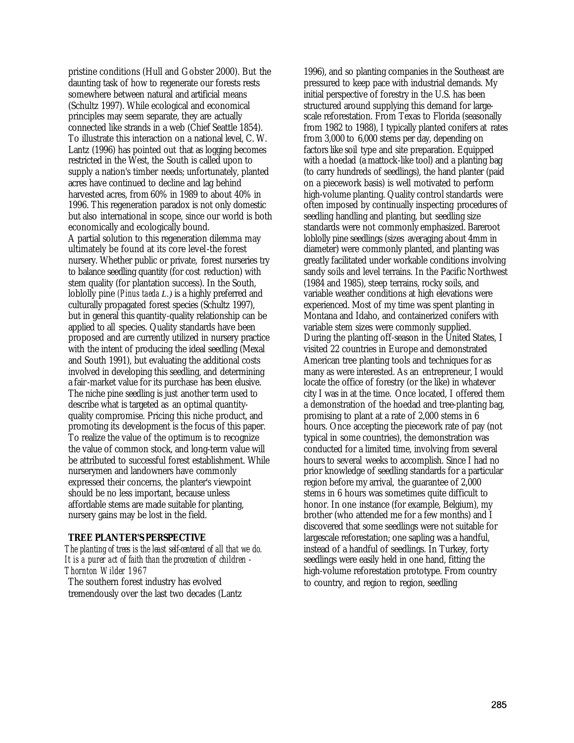pristine conditions (Hull and Gobster 2000). But the daunting task of how to regenerate our forests rests somewhere between natural and artificial means (Schultz 1997). While ecological and economical principles may seem separate, they are actually connected like strands in a web (Chief Seattle 1854). To illustrate this interaction on a national level, C. W. Lantz (1996) has pointed out that as logging becomes restricted in the West, the South is called upon to supply a nation's timber needs; unfortunately, planted acres have continued to decline and lag behind harvested acres, from 60% in 1989 to about 40% in 1996. This regeneration paradox is not only domestic but also international in scope, since our world is both economically and ecologically bound.

A partial solution to this regeneration dilemma may ultimately be found at its core level-the forest nursery. Whether public or private, forest nurseries try to balance seedling quantity (for cost reduction) with stem quality (for plantation success). In the South, loblolly pine *(Pinus taeda L.)* is a highly preferred and culturally propagated forest species (Schultz 1997), but in general this quantity-quality relationship can be applied to all species. Quality standards have been proposed and are currently utilized in nursery practice with the intent of producing the ideal seedling (Mexal and South 1991), but evaluating the additional costs involved in developing this seedling, and determining a fair-market value for its purchase has been elusive. The niche pine seedling is just another term used to describe what is targeted as an optimal quantity-quality compromise. Pricing this niche product, and promoting its development is the focus of this paper. To realize the value of the optimum is to recognize the value of common stock, and long-term value will be attributed to successful forest establishment. While nurserymen and landowners have commonly expressed their concerns, the planter's viewpoint should be no less important, because unless affordable stems are made suitable for planting, nursery gains may be lost in the field.

## TREE PLANTER'S PERSPECTIVE

*The planting of trees is the least self-centered of all that we do. It is a purer act of faith than the procreation of children - Thornton Wilder 1967*

The southern forest industry has evolved tremendously over the last two decades (Lantz 1996), and so planting companies in the Southeast are pressured to keep pace with industrial demands. My initial perspective of forestry in the U.S. has been structured around supplying this demand for large-scale reforestation. From Texas to Florida (seasonally from 1982 to 1988), I typically planted conifers at rates from 3,000 to 6,000 stems per day, depending on factors like soil type and site preparation. Equipped with a hoedad (a mattock-like tool) and a planting bag (to carry hundreds of seedlings), the hand planter (paid on a piecework basis) is well motivated to perform high-volume planting. Quality control standards were often imposed by continually inspecting procedures of seedling handling and planting, but seedling size standards were not commonly emphasized. Bareroot loblolly pine seedlings (sizes averaging about 4mm in diameter) were commonly planted, and planting was greatly facilitated under workable conditions involving sandy soils and level terrains. In the Pacific Northwest (1984 and 1985), steep terrains, rocky soils, and variable weather conditions at high elevations were experienced. Most of my time was spent planting in Montana and Idaho, and containerized conifers with variable stem sizes were commonly supplied.

During the planting off-season in the United States, I visited 22 countries in Europe and demonstrated American tree planting tools and techniques for as many as were interested. As an entrepreneur, I would locate the office of forestry (or the like) in whatever city I was in at the time. Once located, I offered them a demonstration of the hoedad and tree-planting bag, promising to plant at a rate of 2,000 stems in 6 hours. Once accepting the piecework rate of pay (not typical in some countries), the demonstration was conducted for a limited time, involving from several hours to several weeks to accomplish. Since I had no prior knowledge of seedling standards for a particular region before my arrival, the guarantee of 2,000 stems in 6 hours was sometimes quite difficult to honor. In one instance (for example, Belgium), my brother (who attended me for a few months) and I discovered that some seedlings were not suitable for largescale reforestation; one sapling was a handful, instead of a handful of seedlings. In Turkey, forty seedlings were easily held in one hand, fitting the high-volume reforestation prototype. From country to country, and region to region, seedling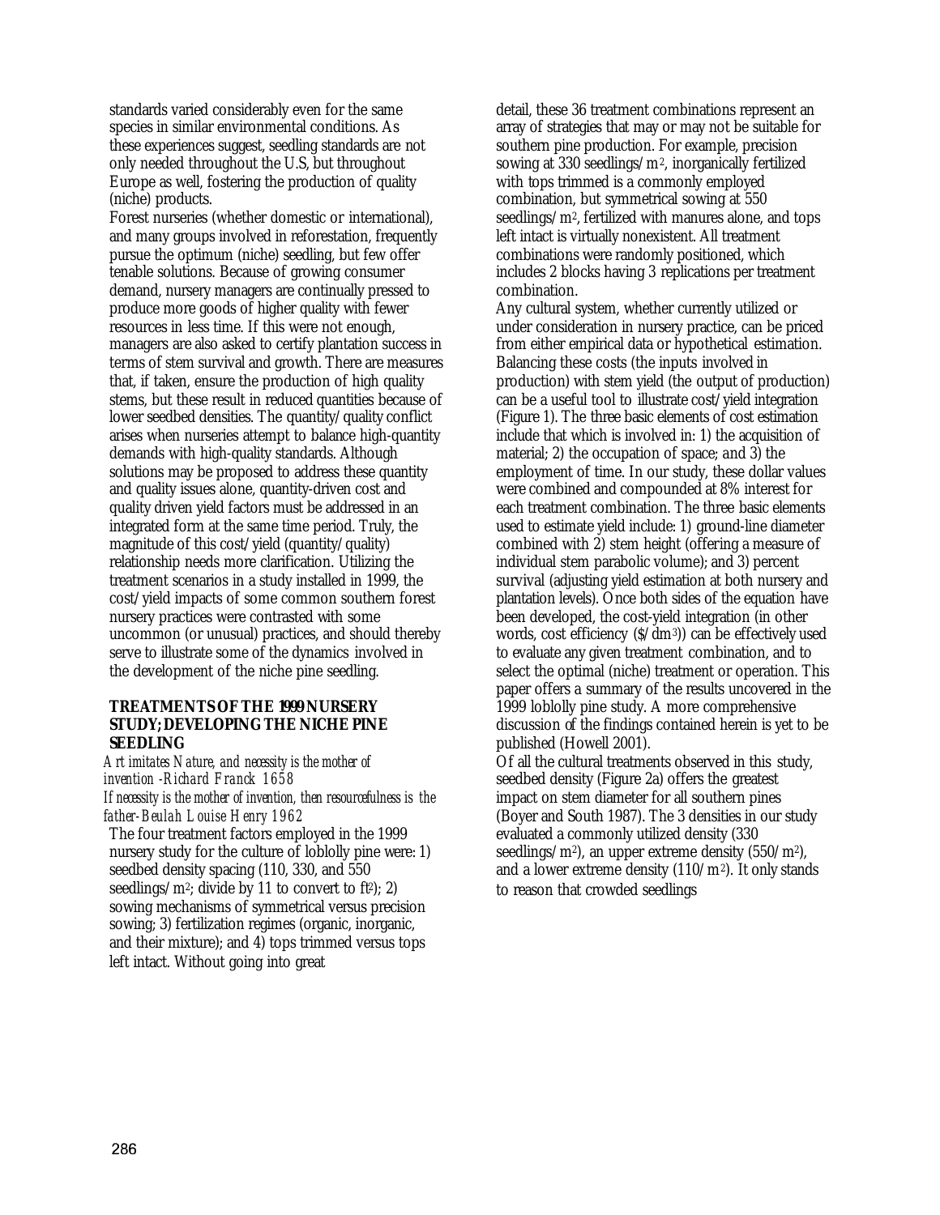standards varied considerably even for the same species in similar environmental conditions. As these experiences suggest, seedling standards are not only needed throughout the U.S, but throughout Europe as well, fostering the production of quality (niche) products.

Forest nurseries (whether domestic or international), and many groups involved in reforestation, frequently pursue the optimum (niche) seedling, but few offer tenable solutions. Because of growing consumer demand, nursery managers are continually pressed to produce more goods of higher quality with fewer resources in less time. If this were not enough, managers are also asked to certify plantation success in terms of stem survival and growth. There are measures that, if taken, ensure the production of high quality stems, but these result in reduced quantities because of lower seedbed densities. The quantity/quality conflict arises when nurseries attempt to balance high-quantity demands with high-quality standards. Although solutions may be proposed to address these quantity and quality issues alone, quantity-driven cost and quality driven yield factors must be addressed in an integrated form at the same time period. Truly, the magnitude of this cost/yield (quantity/quality) relationship needs more clarification. Utilizing the treatment scenarios in a study installed in 1999, the cost/yield impacts of some common southern forest nursery practices were contrasted with some uncommon (or unusual) practices, and should thereby serve to illustrate some of the dynamics involved in the development of the niche pine seedling.

## TREATMENTS OF THE 1999 NURSERY STUDY; DEVELOPING THE NICHE PINE SEEDLING

*Art imitates Nature, and necessity is the mother of invention -Richard Franck 1658*

*If necessity is the mother of invention, then resourcefulness is the father-Beulah Louise Henry 1962*

The four treatment factors employed in the 1999 nursery study for the culture of loblolly pine were: 1) seedbed density spacing (110, 330, and 550 seedlings/$m^2$; divide by 11 to convert to $ft^2$); 2) sowing mechanisms of symmetrical versus precision sowing; 3) fertilization regimes (organic, inorganic, and their mixture); and 4) tops trimmed versus tops left intact. Without going into great detail, these 36 treatment combinations represent an array of strategies that may or may not be suitable for southern pine production. For example, precision sowing at 330 seedlings/$m^2$, inorganically fertilized with tops trimmed is a commonly employed combination, but symmetrical sowing at 550 seedlings/$m^2$, fertilized with manures alone, and tops left intact is virtually nonexistent. All treatment combinations were randomly positioned, which includes 2 blocks having 3 replications per treatment combination.

Any cultural system, whether currently utilized or under consideration in nursery practice, can be priced from either empirical data or hypothetical estimation. Balancing these costs (the inputs involved in production) with stem yield (the output of production) can be a useful tool to illustrate cost/yield integration (Figure 1). The three basic elements of cost estimation include that which is involved in: 1) the acquisition of material; 2) the occupation of space; and 3) the employment of time. In our study, these dollar values were combined and compounded at 8% interest for each treatment combination. The three basic elements used to estimate yield include: 1) ground-line diameter combined with 2) stem height (offering a measure of individual stem parabolic volume); and 3) percent survival (adjusting yield estimation at both nursery and plantation levels). Once both sides of the equation have been developed, the cost-yield integration (in other words, cost efficiency (\$/$dm^3$)) can be effectively used to evaluate any given treatment combination, and to select the optimal (niche) treatment or operation. This paper offers a summary of the results uncovered in the 1999 loblolly pine study. A more comprehensive discussion of the findings contained herein is yet to be published (Howell 2001).

Of all the cultural treatments observed in this study, seedbed density (Figure 2a) offers the greatest impact on stem diameter for all southern pines (Boyer and South 1987). The 3 densities in our study evaluated a commonly utilized density (330 seedlings/$m^2$), an upper extreme density (550/$m^2$), and a lower extreme density (110/$m^2$). It only stands to reason that crowded seedlings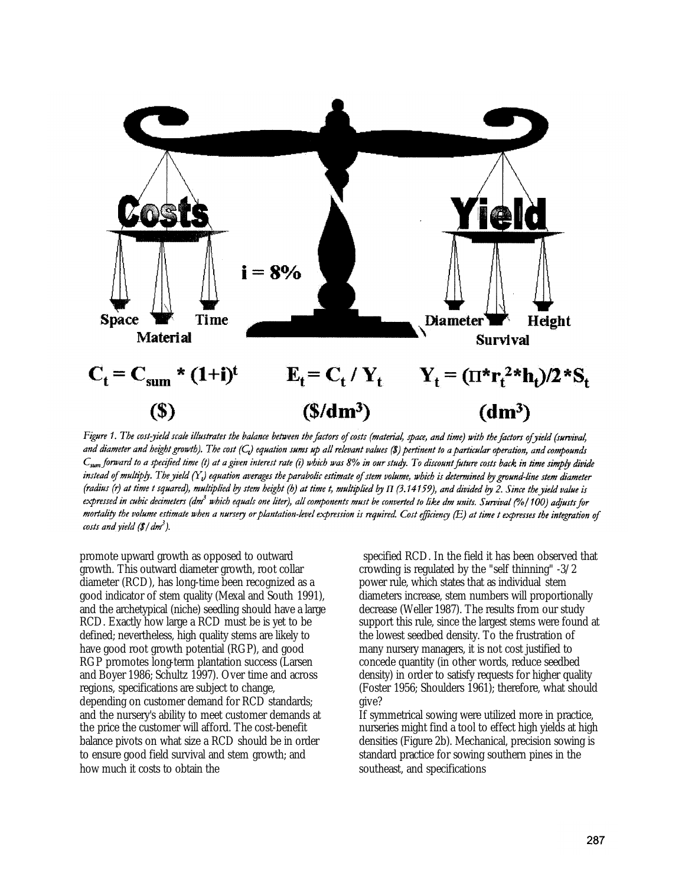Costs

Yield

$i = 8\%$

Space Time

Material

Diameter Height

Survival

$$C_t = C_{sum} * (1+i)^t \qquad E_t = C_t / Y_t \qquad Y_t = (\Pi * r_t^2 * h_t)/2 * S_t$$

($) ($/dm$^3$) (dm$^3$)

*Figure 1. The cost-yield scale illustrates the balance between the factors of costs (material, space, and time) with the factors of yield (survival, and diameter and height growth). The cost ($C_t$) equation sums up all relevant values ($) pertinent to a particular operation, and compounds $C_{sum}$ forward to a specified time (t) at a given interest rate (i) which was 8% in our study. To discount future costs back in time simply divide instead of multiply. The yield ($Y_t$) equation averages the parabolic estimate of stem volume, which is determined by ground-line stem diameter (radius (r) at time t squared), multiplied by stem height (h) at time t, multiplied by Π (3.14159), and divided by 2. Since the yield value is expressed in cubic decimeters ($dm^3$ which equals one liter), all components must be converted to like dm units. Survival (%/100) adjusts for mortality the volume estimate when a nursery or plantation-level expression is required. Cost efficiency (E) at time t expresses the integration of costs and yield ($/$dm^3$).*

promote upward growth as opposed to outward growth. This outward diameter growth, root collar diameter (RCD), has long-time been recognized as a good indicator of stem quality (Mexal and South 1991), and the archetypical (niche) seedling should have a large RCD. Exactly how large a RCD must be is yet to be defined; nevertheless, high quality stems are likely to have good root growth potential (RGP), and good RGP promotes long-term plantation success (Larsen and Boyer 1986; Schultz 1997). Over time and across regions, specifications are subject to change, depending on customer demand for RCD standards; and the nursery's ability to meet customer demands at the price the customer will afford. The cost-benefit balance pivots on what size a RCD should be in order to ensure good field survival and stem growth; and how much it costs to obtain the specified RCD. In the field it has been observed that crowding is regulated by the "self thinning" -3/2 power rule, which states that as individual stem diameters increase, stem numbers will proportionally decrease (Weller 1987). The results from our study support this rule, since the largest stems were found at the lowest seedbed density. To the frustration of many nursery managers, it is not cost justified to concede quantity (in other words, reduce seedbed density) in order to satisfy requests for higher quality (Foster 1956; Shoulders 1961); therefore, what should give?

If symmetrical sowing were utilized more in practice, nurseries might find a tool to effect high yields at high densities (Figure 2b). Mechanical, precision sowing is standard practice for sowing southern pines in the southeast, and specifications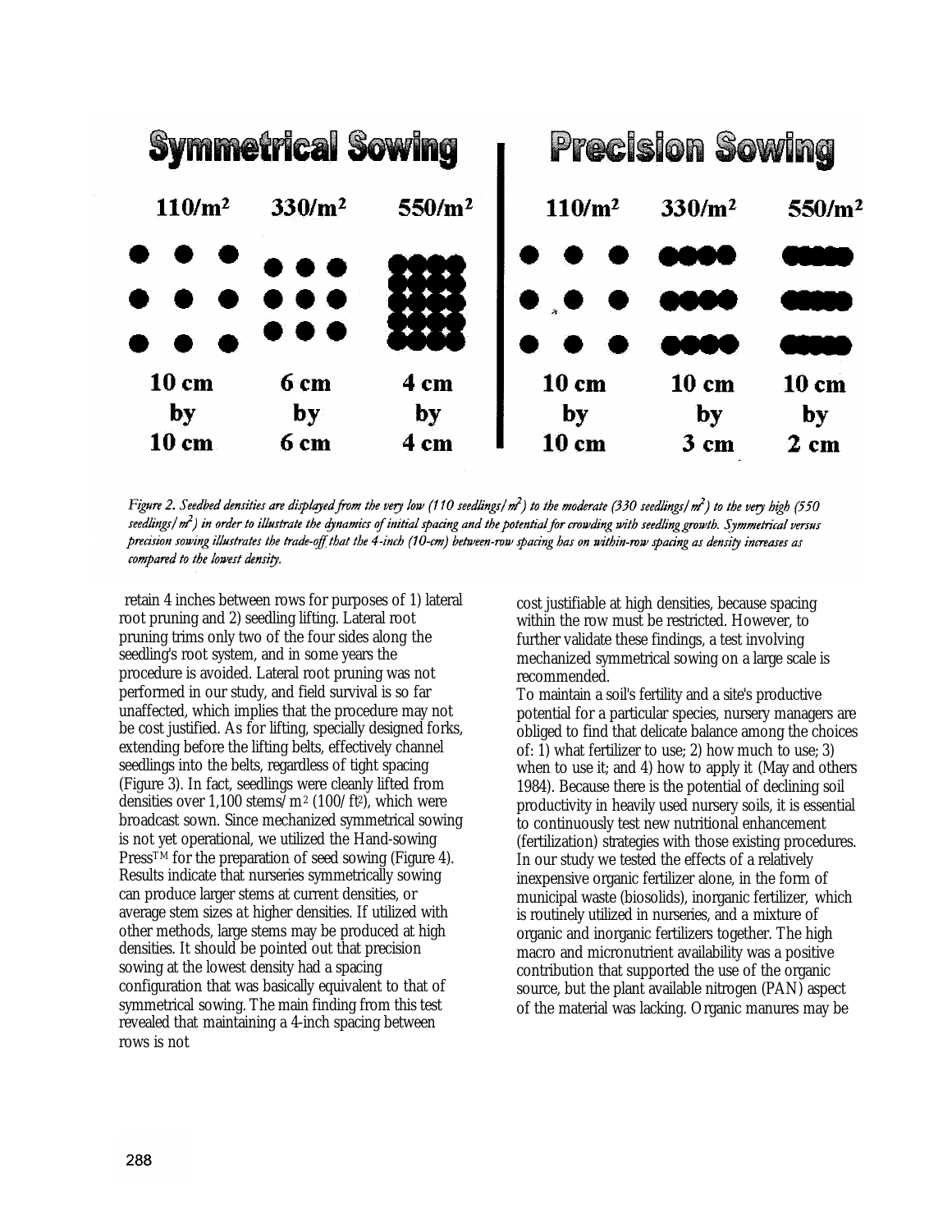## Symmetrical Sowing

| 110/m² | 330/m² | 550/m² |
|---|---|---|
| 10 cm by 10 cm | 6 cm by 6 cm | 4 cm by 4 cm |

## Precision Sowing

| 110/m² | 330/m² | 550/m² |
|---|---|---|
| 10 cm by 10 cm | 10 cm by 3 cm | 10 cm by 2 cm |

*Figure 2. Seedbed densities are displayed from the very low (110 seedlings/m²) to the moderate (330 seedlings/m²) to the very high (550 seedlings/m²) in order to illustrate the dynamics of initial spacing and the potential for crowding with seedling growth. Symmetrical versus precision sowing illustrates the trade-off that the 4-inch (10-cm) between-row spacing has on within-row spacing as density increases as compared to the lowest density.*

retain 4 inches between rows for purposes of 1) lateral root pruning and 2) seedling lifting. Lateral root pruning trims only two of the four sides along the seedling's root system, and in some years the procedure is avoided. Lateral root pruning was not performed in our study, and field survival is so far unaffected, which implies that the procedure may not be cost justified. As for lifting, specially designed forks, extending before the lifting belts, effectively channel seedlings into the belts, regardless of tight spacing (Figure 3). In fact, seedlings were cleanly lifted from densities over 1,100 stems/m² (100/ft²), which were broadcast sown. Since mechanized symmetrical sowing is not yet operational, we utilized the Hand-sowing Press™ for the preparation of seed sowing (Figure 4). Results indicate that nurseries symmetrically sowing can produce larger stems at current densities, or average stem sizes at higher densities. If utilized with other methods, large stems may be produced at high densities. It should be pointed out that precision sowing at the lowest density had a spacing configuration that was basically equivalent to that of symmetrical sowing. The main finding from this test revealed that maintaining a 4-inch spacing between rows is not cost justifiable at high densities, because spacing within the row must be restricted. However, to further validate these findings, a test involving mechanized symmetrical sowing on a large scale is recommended.

To maintain a soil's fertility and a site's productive potential for a particular species, nursery managers are obliged to find that delicate balance among the choices of: 1) what fertilizer to use; 2) how much to use; 3) when to use it; and 4) how to apply it (May and others 1984). Because there is the potential of declining soil productivity in heavily used nursery soils, it is essential to continuously test new nutritional enhancement (fertilization) strategies with those existing procedures. In our study we tested the effects of a relatively inexpensive organic fertilizer alone, in the form of municipal waste (biosolids), inorganic fertilizer, which is routinely utilized in nurseries, and a mixture of organic and inorganic fertilizers together. The high macro and micronutrient availability was a positive contribution that supported the use of the organic source, but the plant available nitrogen (PAN) aspect of the material was lacking. Organic manures may be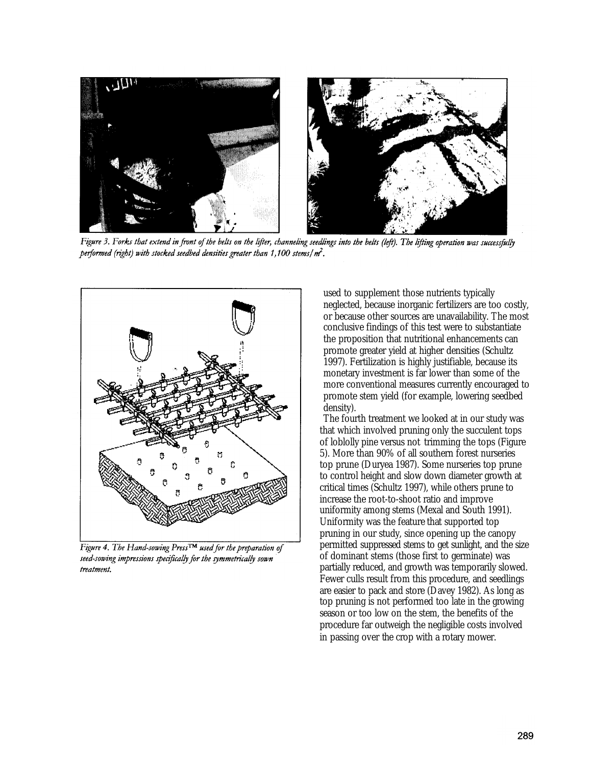*Figure 3. Forks that extend in front of the belts on the lifter, channeling seedlings into the belts (left). The lifting operation was successfully performed (right) with stocked seedbed densities greater than 1,100 stems/m².*

*Figure 4. The Hand-sowing Press™ used for the preparation of seed-sowing impressions specifically for the symmetrically sown treatment.*

used to supplement those nutrients typically neglected, because inorganic fertilizers are too costly, or because other sources are unavailability. The most conclusive findings of this test were to substantiate the proposition that nutritional enhancements can promote greater yield at higher densities (Schultz 1997). Fertilization is highly justifiable, because its monetary investment is far lower than some of the more conventional measures currently encouraged to promote stem yield (for example, lowering seedbed density).

The fourth treatment we looked at in our study was that which involved pruning only the succulent tops of loblolly pine versus not trimming the tops (Figure 5). More than 90% of all southern forest nurseries top prune (Duryea 1987). Some nurseries top prune to control height and slow down diameter growth at critical times (Schultz 1997), while others prune to increase the root-to-shoot ratio and improve uniformity among stems (Mexal and South 1991). Uniformity was the feature that supported top pruning in our study, since opening up the canopy permitted suppressed stems to get sunlight, and the size of dominant stems (those first to germinate) was partially reduced, and growth was temporarily slowed. Fewer culls result from this procedure, and seedlings are easier to pack and store (Davey 1982). As long as top pruning is not performed too late in the growing season or too low on the stem, the benefits of the procedure far outweigh the negligible costs involved in passing over the crop with a rotary mower.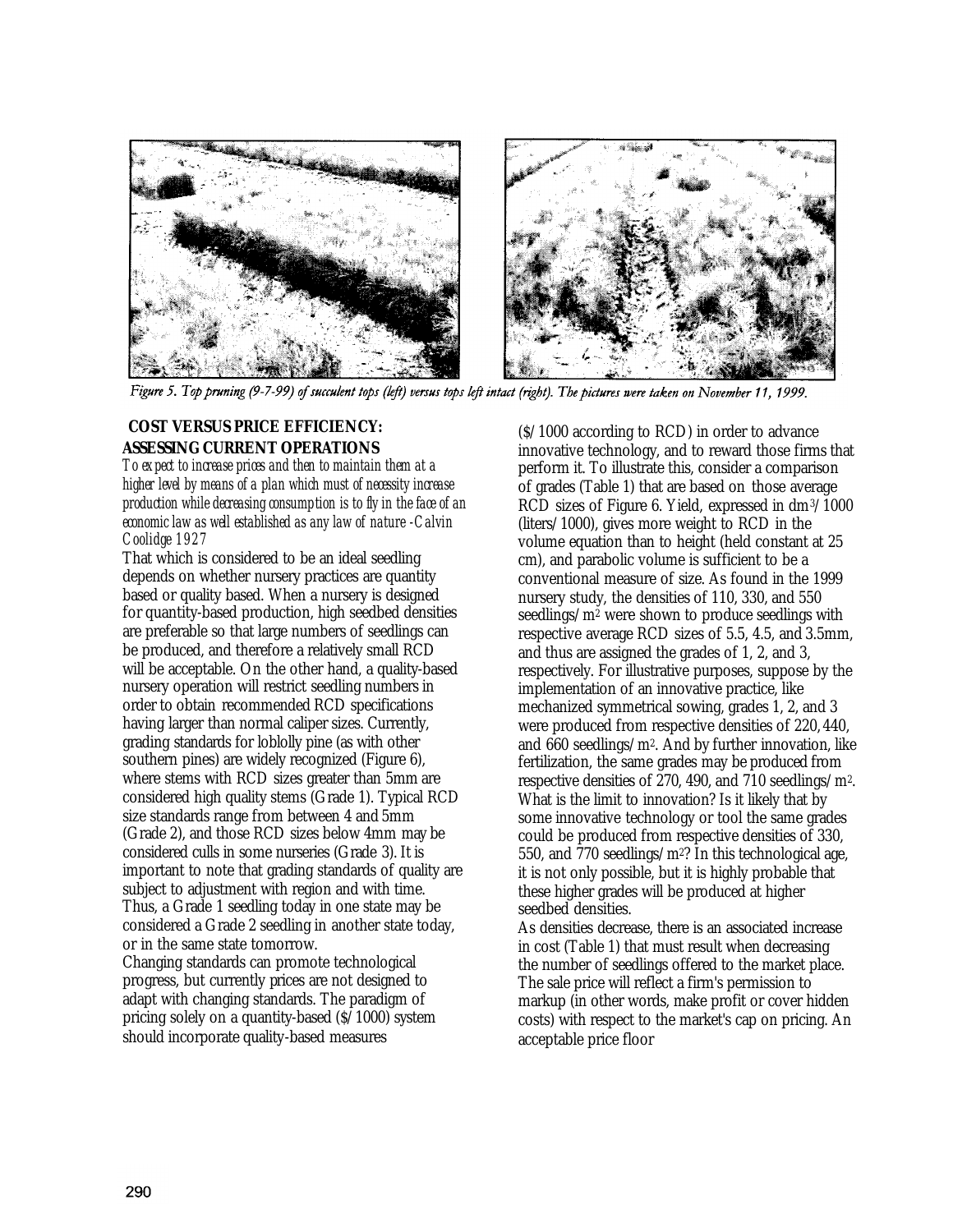*Figure 5. Top pruning (9-7-99) of succulent tops (left) versus tops left intact (right). The pictures were taken on November 11, 1999.*

## COST VERSUS PRICE EFFICIENCY: ASSESSING CURRENT OPERATIONS

*To expect to increase prices and then to maintain them at a higher level by means of a plan which must of necessity increase production while decreasing consumption is to fly in the face of an economic law as well established as any law of nature -Calvin Coolidge 1927*

That which is considered to be an ideal seedling depends on whether nursery practices are quantity based or quality based. When a nursery is designed for quantity-based production, high seedbed densities are preferable so that large numbers of seedlings can be produced, and therefore a relatively small RCD will be acceptable. On the other hand, a quality-based nursery operation will restrict seedling numbers in order to obtain recommended RCD specifications having larger than normal caliper sizes. Currently, grading standards for loblolly pine (as with other southern pines) are widely recognized (Figure 6), where stems with RCD sizes greater than 5mm are considered high quality stems (Grade 1). Typical RCD size standards range from between 4 and 5mm (Grade 2), and those RCD sizes below 4mm may be considered culls in some nurseries (Grade 3). It is important to note that grading standards of quality are subject to adjustment with region and with time. Thus, a Grade 1 seedling today in one state may be considered a Grade 2 seedling in another state today, or in the same state tomorrow.

Changing standards can promote technological progress, but currently prices are not designed to adapt with changing standards. The paradigm of pricing solely on a quantity-based ($/1000) system should incorporate quality-based measures ($/1000 according to RCD) in order to advance innovative technology, and to reward those firms that perform it. To illustrate this, consider a comparison of grades (Table 1) that are based on those average RCD sizes of Figure 6. Yield, expressed in $dm^3/1000$ (liters/1000), gives more weight to RCD in the volume equation than to height (held constant at 25 cm), and parabolic volume is sufficient to be a conventional measure of size. As found in the 1999 nursery study, the densities of 110, 330, and 550 seedlings/$m^2$ were shown to produce seedlings with respective average RCD sizes of 5.5, 4.5, and 3.5mm, and thus are assigned the grades of 1, 2, and 3, respectively. For illustrative purposes, suppose by the implementation of an innovative practice, like mechanized symmetrical sowing, grades 1, 2, and 3 were produced from respective densities of 220, 440, and 660 seedlings/$m^2$. And by further innovation, like fertilization, the same grades may be produced from respective densities of 270, 490, and 710 seedlings/$m^2$. What is the limit to innovation? Is it likely that by some innovative technology or tool the same grades could be produced from respective densities of 330, 550, and 770 seedlings/$m^2$? In this technological age, it is not only possible, but it is highly probable that these higher grades will be produced at higher seedbed densities.

As densities decrease, there is an associated increase in cost (Table 1) that must result when decreasing the number of seedlings offered to the market place. The sale price will reflect a firm's permission to markup (in other words, make profit or cover hidden costs) with respect to the market's cap on pricing. An acceptable price floor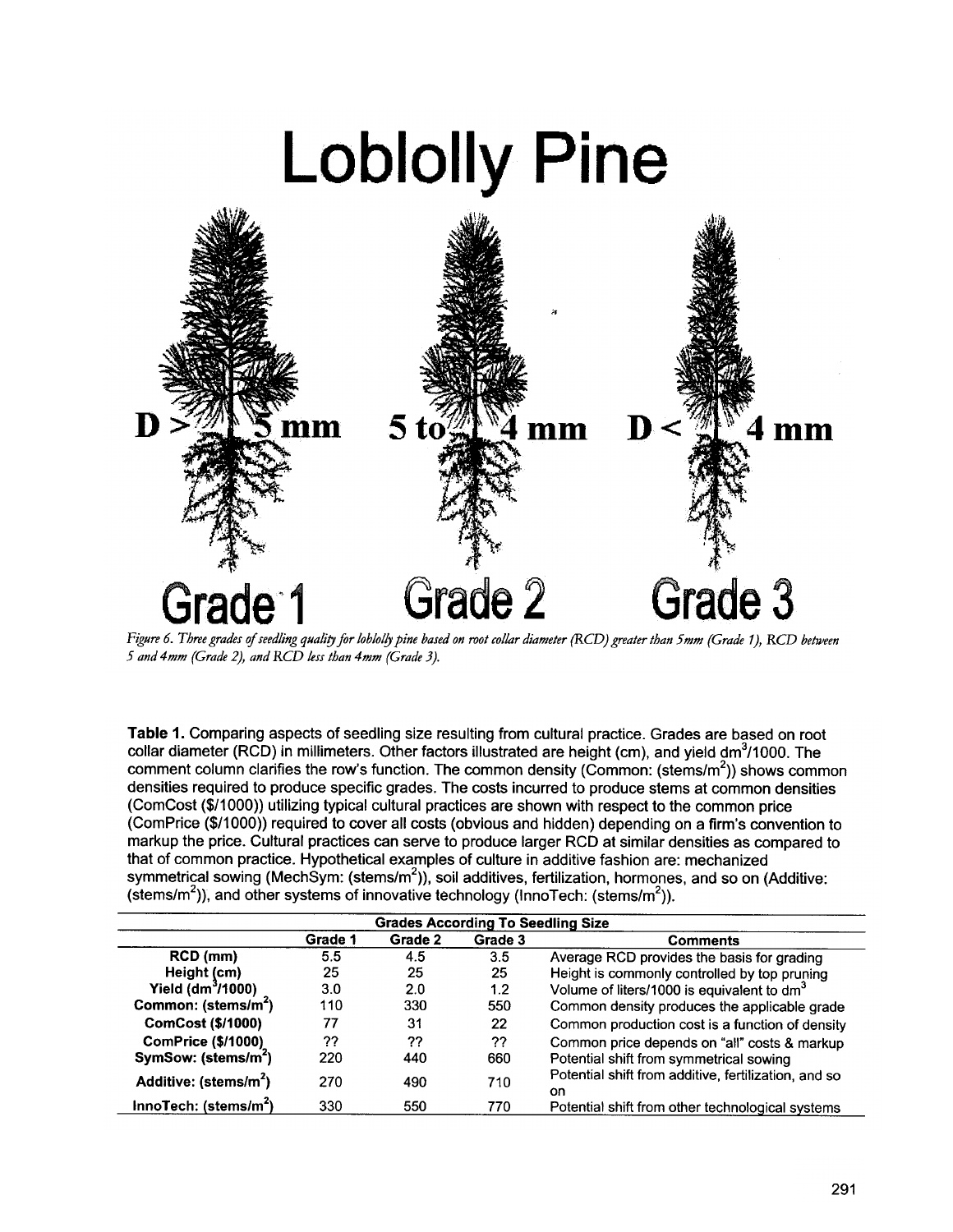# Loblolly Pine

D > 5 mm    5 to 4 mm    D < 4 mm

Grade 1    Grade 2    Grade 3

*Figure 6. Three grades of seedling quality for loblolly pine based on root collar diameter (RCD) greater than 5mm (Grade 1), RCD between 5 and 4mm (Grade 2), and RCD less than 4mm (Grade 3).*

**Table 1.** Comparing aspects of seedling size resulting from cultural practice. Grades are based on root collar diameter (RCD) in millimeters. Other factors illustrated are height (cm), and yield $dm^3$/1000. The comment column clarifies the row's function. The common density (Common: (stems/$m^2$)) shows common densities required to produce specific grades. The costs incurred to produce stems at common densities (ComCost ($/1000)) utilizing typical cultural practices are shown with respect to the common price (ComPrice ($/1000)) required to cover all costs (obvious and hidden) depending on a firm's convention to markup the price. Cultural practices can serve to produce larger RCD at similar densities as compared to that of common practice. Hypothetical examples of culture in additive fashion are: mechanized symmetrical sowing (MechSym: (stems/$m^2$)), soil additives, fertilization, hormones, and so on (Additive: (stems/$m^2$)), and other systems of innovative technology (InnoTech: (stems/$m^2$)).

| | Grades According To Seedling Size | | | |
|---|---|---|---|---|
| | **Grade 1** | **Grade 2** | **Grade 3** | **Comments** |
| **RCD (mm)** | 5.5 | 4.5 | 3.5 | Average RCD provides the basis for grading |
| **Height (cm)** | 25 | 25 | 25 | Height is commonly controlled by top pruning |
| **Yield ($dm^3$/1000)** | 3.0 | 2.0 | 1.2 | Volume of liters/1000 is equivalent to $dm^3$ |
| **Common: (stems/$m^2$)** | 110 | 330 | 550 | Common density produces the applicable grade |
| **ComCost ($/1000)** | 77 | 31 | 22 | Common production cost is a function of density |
| **ComPrice ($/1000)** | ?? | ?? | ?? | Common price depends on "all" costs & markup |
| **SymSow: (stems/$m^2$)** | 220 | 440 | 660 | Potential shift from symmetrical sowing |
| **Additive: (stems/$m^2$)** | 270 | 490 | 710 | Potential shift from additive, fertilization, and so on |
| **InnoTech: (stems/$m^2$)** | 330 | 550 | 770 | Potential shift from other technological systems |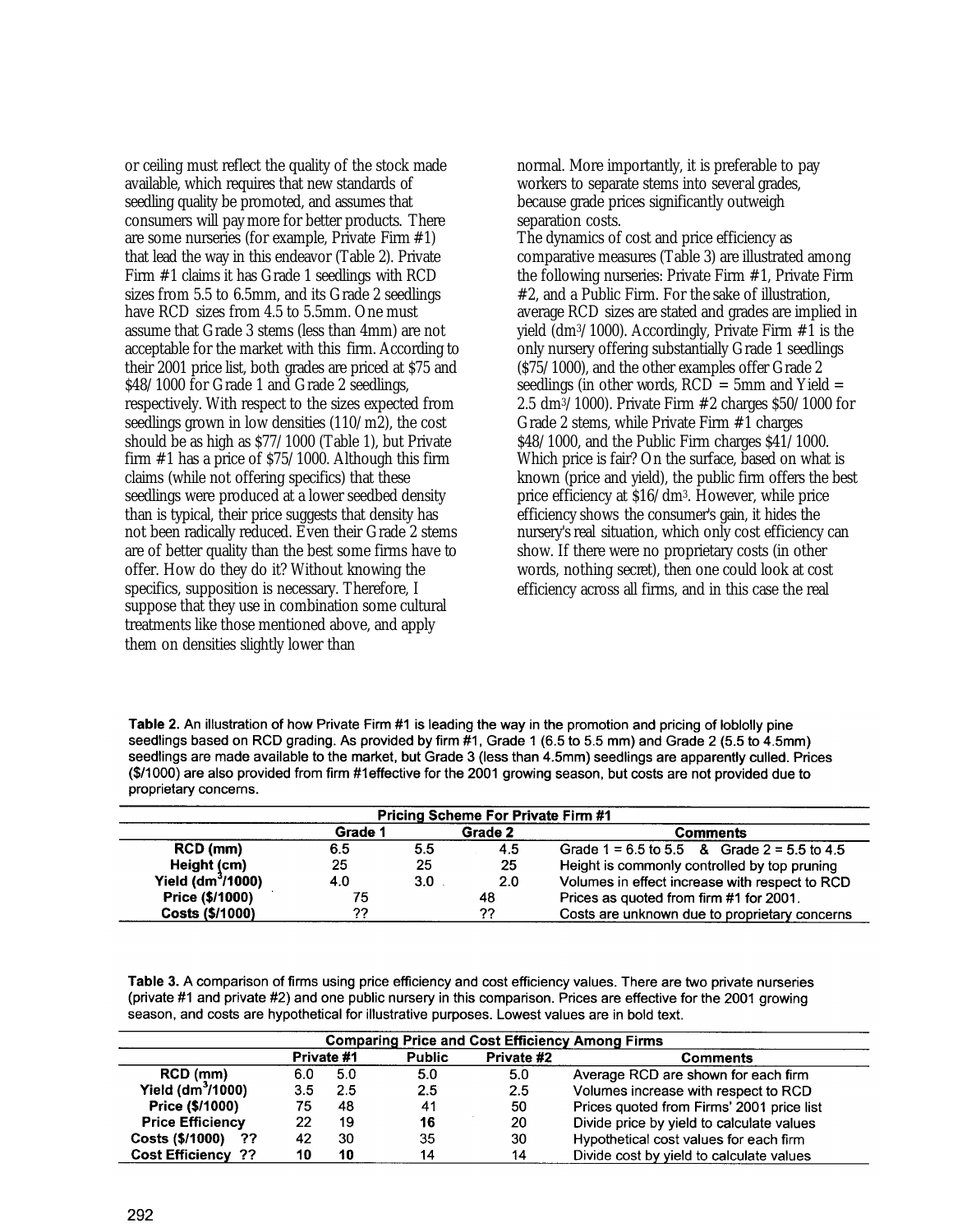or ceiling must reflect the quality of the stock made available, which requires that new standards of seedling quality be promoted, and assumes that consumers will pay more for better products. There are some nurseries (for example, Private Firm #1) that lead the way in this endeavor (Table 2). Private Firm #1 claims it has Grade 1 seedlings with RCD sizes from 5.5 to 6.5mm, and its Grade 2 seedlings have RCD sizes from 4.5 to 5.5mm. One must assume that Grade 3 stems (less than 4mm) are not acceptable for the market with this firm. According to their 2001 price list, both grades are priced at $75 and $48/1000 for Grade 1 and Grade 2 seedlings, respectively. With respect to the sizes expected from seedlings grown in low densities (110/m2), the cost should be as high as $77/1000 (Table 1), but Private firm #1 has a price of $75/1000. Although this firm claims (while not offering specifics) that these seedlings were produced at a lower seedbed density than is typical, their price suggests that density has not been radically reduced. Even their Grade 2 stems are of better quality than the best some firms have to offer. How do they do it? Without knowing the specifics, supposition is necessary. Therefore, I suppose that they use in combination some cultural treatments like those mentioned above, and apply them on densities slightly lower than normal. More importantly, it is preferable to pay workers to separate stems into several grades, because grade prices significantly outweigh separation costs.

The dynamics of cost and price efficiency as comparative measures (Table 3) are illustrated among the following nurseries: Private Firm #1, Private Firm #2, and a Public Firm. For the sake of illustration, average RCD sizes are stated and grades are implied in yield ($dm^3$/1000). Accordingly, Private Firm #1 is the only nursery offering substantially Grade 1 seedlings ($75/1000), and the other examples offer Grade 2 seedlings (in other words, RCD = 5mm and Yield = 2.5 $dm^3$/1000). Private Firm #2 charges $50/1000 for Grade 2 stems, while Private Firm #1 charges $48/1000, and the Public Firm charges $41/1000. Which price is fair? On the surface, based on what is known (price and yield), the public firm offers the best price efficiency at $16/$dm^3$. However, while price efficiency shows the consumer's gain, it hides the nursery's real situation, which only cost efficiency can show. If there were no proprietary costs (in other words, nothing secret), then one could look at cost efficiency across all firms, and in this case the real

**Table 2.** An illustration of how Private Firm #1 is leading the way in the promotion and pricing of loblolly pine seedlings based on RCD grading. As provided by firm #1, Grade 1 (6.5 to 5.5 mm) and Grade 2 (5.5 to 4.5mm) seedlings are made available to the market, but Grade 3 (less than 4.5mm) seedlings are apparently culled. Prices ($/1000) are also provided from firm #1effective for the 2001 growing season, but costs are not provided due to proprietary concerns.

| Pricing Scheme For Private Firm #1 | | | | |
|---|---|---|---|---|
| | Grade 1 | | Grade 2 | Comments |
| RCD (mm) | 6.5 | 5.5 | 4.5 | Grade 1 = 6.5 to 5.5 & Grade 2 = 5.5 to 4.5 |
| Height (cm) | 25 | 25 | 25 | Height is commonly controlled by top pruning |
| Yield ($dm^3$/1000) | 4.0 | 3.0 | 2.0 | Volumes in effect increase with respect to RCD |
| Price ($/1000) | 75 | | 48 | Prices as quoted from firm #1 for 2001. |
| Costs ($/1000) | ?? | | ?? | Costs are unknown due to proprietary concerns |

**Table 3.** A comparison of firms using price efficiency and cost efficiency values. There are two private nurseries (private #1 and private #2) and one public nursery in this comparison. Prices are effective for the 2001 growing season, and costs are hypothetical for illustrative purposes. Lowest values are in bold text.

| Comparing Price and Cost Efficiency Among Firms | | | | | |
|---|---|---|---|---|---|
| | Private #1 | | Public | Private #2 | Comments |
| RCD (mm) | 6.0 | 5.0 | 5.0 | 5.0 | Average RCD are shown for each firm |
| Yield ($dm^3$/1000) | 3.5 | 2.5 | 2.5 | 2.5 | Volumes increase with respect to RCD |
| Price ($/1000) | 75 | 48 | 41 | 50 | Prices quoted from Firms' 2001 price list |
| Price Efficiency | 22 | 19 | **16** | 20 | Divide price by yield to calculate values |
| Costs ($/1000) ?? | 42 | 30 | 35 | 30 | Hypothetical cost values for each firm |
| Cost Efficiency ?? | **10** | **10** | 14 | 14 | Divide cost by yield to calculate values |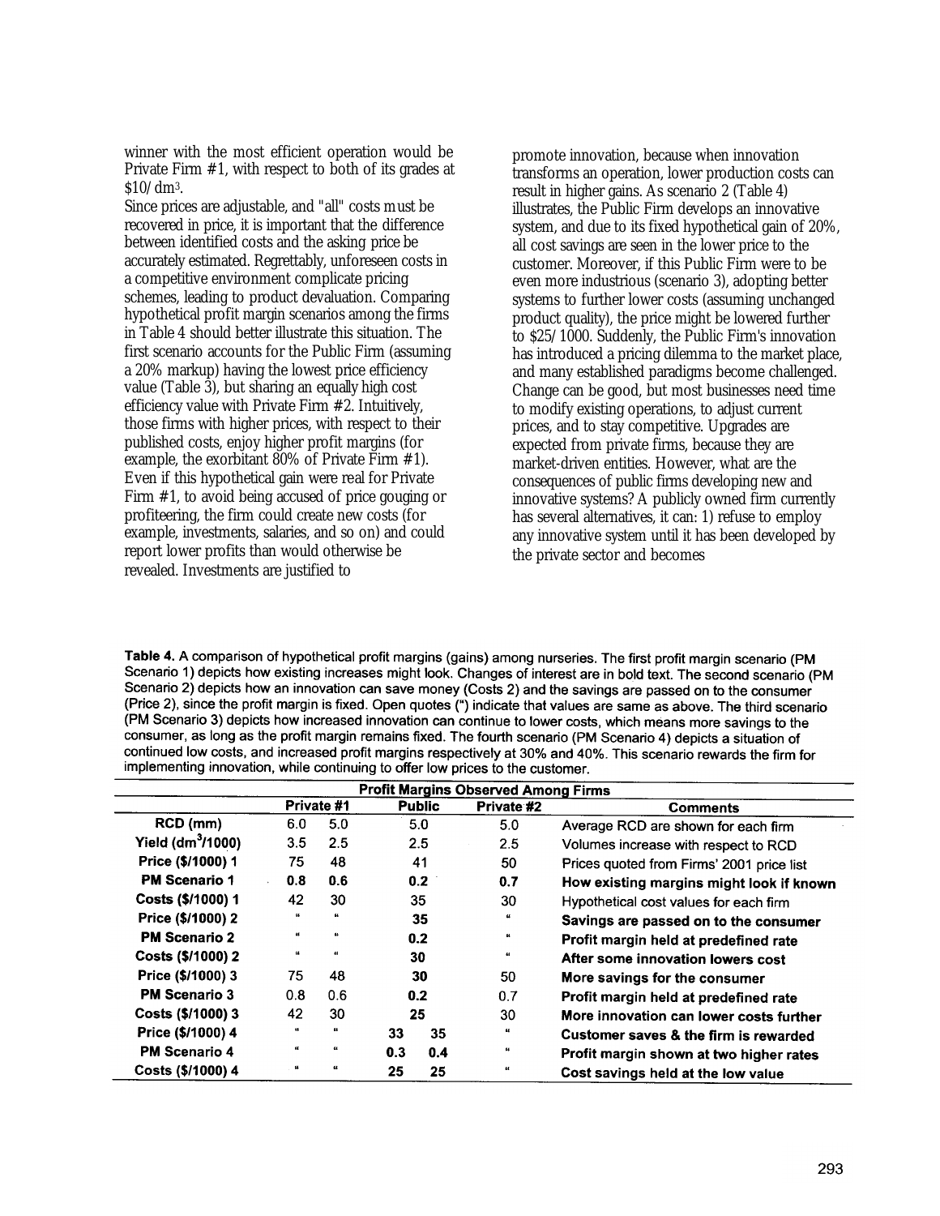winner with the most efficient operation would be Private Firm #1, with respect to both of its grades at $10/dm^3$.

Since prices are adjustable, and "all" costs must be recovered in price, it is important that the difference between identified costs and the asking price be accurately estimated. Regrettably, unforeseen costs in a competitive environment complicate pricing schemes, leading to product devaluation. Comparing hypothetical profit margin scenarios among the firms in Table 4 should better illustrate this situation. The first scenario accounts for the Public Firm (assuming a 20% markup) having the lowest price efficiency value (Table 3), but sharing an equally high cost efficiency value with Private Firm #2. Intuitively, those firms with higher prices, with respect to their published costs, enjoy higher profit margins (for example, the exorbitant 80% of Private Firm #1). Even if this hypothetical gain were real for Private Firm #1, to avoid being accused of price gouging or profiteering, the firm could create new costs (for example, investments, salaries, and so on) and could report lower profits than would otherwise be revealed. Investments are justified to promote innovation, because when innovation transforms an operation, lower production costs can result in higher gains. As scenario 2 (Table 4) illustrates, the Public Firm develops an innovative system, and due to its fixed hypothetical gain of 20%, all cost savings are seen in the lower price to the customer. Moreover, if this Public Firm were to be even more industrious (scenario 3), adopting better systems to further lower costs (assuming unchanged product quality), the price might be lowered further to $25/1000. Suddenly, the Public Firm's innovation has introduced a pricing dilemma to the market place, and many established paradigms become challenged. Change can be good, but most businesses need time to modify existing operations, to adjust current prices, and to stay competitive. Upgrades are expected from private firms, because they are market-driven entities. However, what are the consequences of public firms developing new and innovative systems? A publicly owned firm currently has several alternatives, it can: 1) refuse to employ any innovative system until it has been developed by the private sector and becomes

**Table 4.** A comparison of hypothetical profit margins (gains) among nurseries. The first profit margin scenario (PM Scenario 1) depicts how existing increases might look. Changes of interest are in bold text. The second scenario (PM Scenario 2) depicts how an innovation can save money (Costs 2) and the savings are passed on to the consumer (Price 2), since the profit margin is fixed. Open quotes (") indicate that values are same as above. The third scenario (PM Scenario 3) depicts how increased innovation can continue to lower costs, which means more savings to the consumer, as long as the profit margin remains fixed. The fourth scenario (PM Scenario 4) depicts a situation of continued low costs, and increased profit margins respectively at 30% and 40%. This scenario rewards the firm for implementing innovation, while continuing to offer low prices to the customer.

| | Private #1 | | Public | | Private #2 | Comments |
|---|---|---|---|---|---|---|
| **RCD (mm)** | 6.0 | 5.0 | 5.0 | | 5.0 | Average RCD are shown for each firm |
| **Yield ($dm^3$/1000)** | 3.5 | 2.5 | 2.5 | | 2.5 | Volumes increase with respect to RCD |
| **Price ($/1000) 1** | 75 | 48 | 41 | | 50 | Prices quoted from Firms' 2001 price list |
| **PM Scenario 1** | **0.8** | **0.6** | **0.2** | | **0.7** | **How existing margins might look if known** |
| **Costs ($/1000) 1** | 42 | 30 | 35 | | 30 | Hypothetical cost values for each firm |
| **Price ($/1000) 2** | " | " | **35** | | " | **Savings are passed on to the consumer** |
| **PM Scenario 2** | " | " | **0.2** | | " | **Profit margin held at predefined rate** |
| **Costs ($/1000) 2** | " | " | **30** | | " | **After some innovation lowers cost** |
| **Price ($/1000) 3** | 75 | 48 | **30** | | 50 | **More savings for the consumer** |
| **PM Scenario 3** | 0.8 | 0.6 | **0.2** | | 0.7 | **Profit margin held at predefined rate** |
| **Costs ($/1000) 3** | 42 | 30 | **25** | | 30 | **More innovation can lower costs further** |
| **Price ($/1000) 4** | " | " | **33** | **35** | " | **Customer saves & the firm is rewarded** |
| **PM Scenario 4** | " | " | **0.3** | **0.4** | " | **Profit margin shown at two higher rates** |
| **Costs ($/1000) 4** | " | " | **25** | **25** | " | **Cost savings held at the low value** |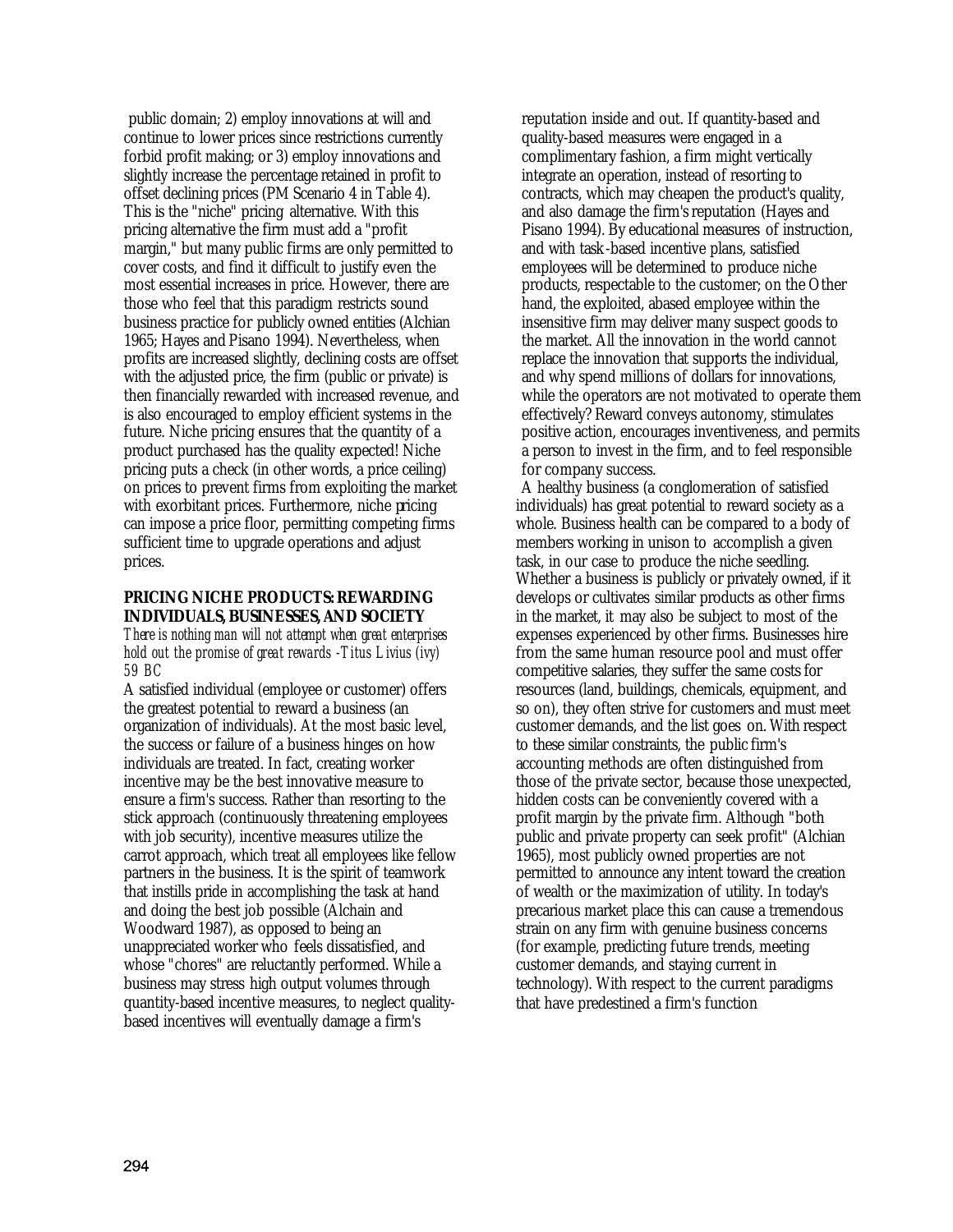public domain; 2) employ innovations at will and continue to lower prices since restrictions currently forbid profit making; or 3) employ innovations and slightly increase the percentage retained in profit to offset declining prices (PM Scenario 4 in Table 4). This is the "niche" pricing alternative. With this pricing alternative the firm must add a "profit margin," but many public firms are only permitted to cover costs, and find it difficult to justify even the most essential increases in price. However, there are those who feel that this paradigm restricts sound business practice for publicly owned entities (Alchian 1965; Hayes and Pisano 1994). Nevertheless, when profits are increased slightly, declining costs are offset with the adjusted price, the firm (public or private) is then financially rewarded with increased revenue, and is also encouraged to employ efficient systems in the future. Niche pricing ensures that the quantity of a product purchased has the quality expected! Niche pricing puts a check (in other words, a price ceiling) on prices to prevent firms from exploiting the market with exorbitant prices. Furthermore, niche pricing can impose a price floor, permitting competing firms sufficient time to upgrade operations and adjust prices.

## PRICING NICHE PRODUCTS: REWARDING INDIVIDUALS, BUSINESSES, AND SOCIETY

*There is nothing man will not attempt when great enterprises hold out the promise of great rewards -Titus Livius (ivy) 59 BC*

A satisfied individual (employee or customer) offers the greatest potential to reward a business (an organization of individuals). At the most basic level, the success or failure of a business hinges on how individuals are treated. In fact, creating worker incentive may be the best innovative measure to ensure a firm's success. Rather than resorting to the stick approach (continuously threatening employees with job security), incentive measures utilize the carrot approach, which treat all employees like fellow partners in the business. It is the spirit of teamwork that instills pride in accomplishing the task at hand and doing the best job possible (Alchain and Woodward 1987), as opposed to being an unappreciated worker who feels dissatisfied, and whose "chores" are reluctantly performed. While a business may stress high output volumes through quantity-based incentive measures, to neglect quality-based incentives will eventually damage a firm's reputation inside and out. If quantity-based and quality-based measures were engaged in a complimentary fashion, a firm might vertically integrate an operation, instead of resorting to contracts, which may cheapen the product's quality, and also damage the firm's reputation (Hayes and Pisano 1994). By educational measures of instruction, and with task-based incentive plans, satisfied employees will be determined to produce niche products, respectable to the customer; on the Other hand, the exploited, abased employee within the insensitive firm may deliver many suspect goods to the market. All the innovation in the world cannot replace the innovation that supports the individual, and why spend millions of dollars for innovations, while the operators are not motivated to operate them effectively? Reward conveys autonomy, stimulates positive action, encourages inventiveness, and permits a person to invest in the firm, and to feel responsible for company success.

A healthy business (a conglomeration of satisfied individuals) has great potential to reward society as a whole. Business health can be compared to a body of members working in unison to accomplish a given task, in our case to produce the niche seedling. Whether a business is publicly or privately owned, if it develops or cultivates similar products as other firms in the market, it may also be subject to most of the expenses experienced by other firms. Businesses hire from the same human resource pool and must offer competitive salaries, they suffer the same costs for resources (land, buildings, chemicals, equipment, and so on), they often strive for customers and must meet customer demands, and the list goes on. With respect to these similar constraints, the public firm's accounting methods are often distinguished from those of the private sector, because those unexpected, hidden costs can be conveniently covered with a profit margin by the private firm. Although "both public and private property can seek profit" (Alchian 1965), most publicly owned properties are not permitted to announce any intent toward the creation of wealth or the maximization of utility. In today's precarious market place this can cause a tremendous strain on any firm with genuine business concerns (for example, predicting future trends, meeting customer demands, and staying current in technology). With respect to the current paradigms that have predestined a firm's function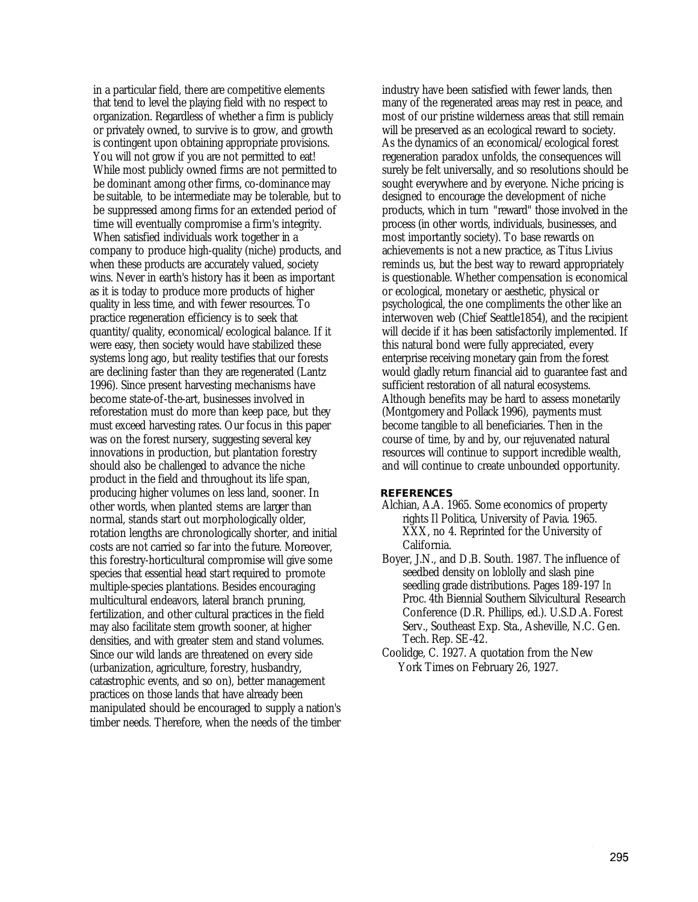in a particular field, there are competitive elements that tend to level the playing field with no respect to organization. Regardless of whether a firm is publicly or privately owned, to survive is to grow, and growth is contingent upon obtaining appropriate provisions. You will not grow if you are not permitted to eat! While most publicly owned firms are not permitted to be dominant among other firms, co-dominance may be suitable, to be intermediate may be tolerable, but to be suppressed among firms for an extended period of time will eventually compromise a firm's integrity. When satisfied individuals work together in a company to produce high-quality (niche) products, and when these products are accurately valued, society wins. Never in earth's history has it been as important as it is today to produce more products of higher quality in less time, and with fewer resources. To practice regeneration efficiency is to seek that quantity/quality, economical/ecological balance. If it were easy, then society would have stabilized these systems long ago, but reality testifies that our forests are declining faster than they are regenerated (Lantz 1996). Since present harvesting mechanisms have become state-of-the-art, businesses involved in reforestation must do more than keep pace, but they must exceed harvesting rates. Our focus in this paper was on the forest nursery, suggesting several key innovations in production, but plantation forestry should also be challenged to advance the niche product in the field and throughout its life span, producing higher volumes on less land, sooner. In other words, when planted stems are larger than normal, stands start out morphologically older, rotation lengths are chronologically shorter, and initial costs are not carried so far into the future. Moreover, this forestry-horticultural compromise will give some species that essential head start required to promote multiple-species plantations. Besides encouraging multicultural endeavors, lateral branch pruning, fertilization, and other cultural practices in the field may also facilitate stem growth sooner, at higher densities, and with greater stem and stand volumes. Since our wild lands are threatened on every side (urbanization, agriculture, forestry, husbandry, catastrophic events, and so on), better management practices on those lands that have already been manipulated should be encouraged to supply a nation's timber needs. Therefore, when the needs of the timber industry have been satisfied with fewer lands, then many of the regenerated areas may rest in peace, and most of our pristine wilderness areas that still remain will be preserved as an ecological reward to society. As the dynamics of an economical/ecological forest regeneration paradox unfolds, the consequences will surely be felt universally, and so resolutions should be sought everywhere and by everyone. Niche pricing is designed to encourage the development of niche products, which in turn "reward" those involved in the process (in other words, individuals, businesses, and most importantly society). To base rewards on achievements is not a new practice, as Titus Livius reminds us, but the best way to reward appropriately is questionable. Whether compensation is economical or ecological, monetary or aesthetic, physical or psychological, the one compliments the other like an interwoven web (Chief Seattle1854), and the recipient will decide if it has been satisfactorily implemented. If this natural bond were fully appreciated, every enterprise receiving monetary gain from the forest would gladly return financial aid to guarantee fast and sufficient restoration of all natural ecosystems. Although benefits may be hard to assess monetarily (Montgomery and Pollack 1996), payments must become tangible to all beneficiaries. Then in the course of time, by and by, our rejuvenated natural resources will continue to support incredible wealth, and will continue to create unbounded opportunity.

## REFERENCES

Alchian, A.A. 1965. Some economics of property rights Il Politica, University of Pavia. 1965. XXX, no 4. Reprinted for the University of California.

Boyer, J.N., and D.B. South. 1987. The influence of seedbed density on loblolly and slash pine seedling grade distributions. Pages 189-197 *In* Proc. 4th Biennial Southern Silvicultural Research Conference (D.R. Phillips, ed.). U.S.D.A. Forest Serv., Southeast Exp. Sta., Asheville, N.C. Gen. Tech. Rep. SE-42.

Coolidge, C. 1927. A quotation from the New York Times on February 26, 1927.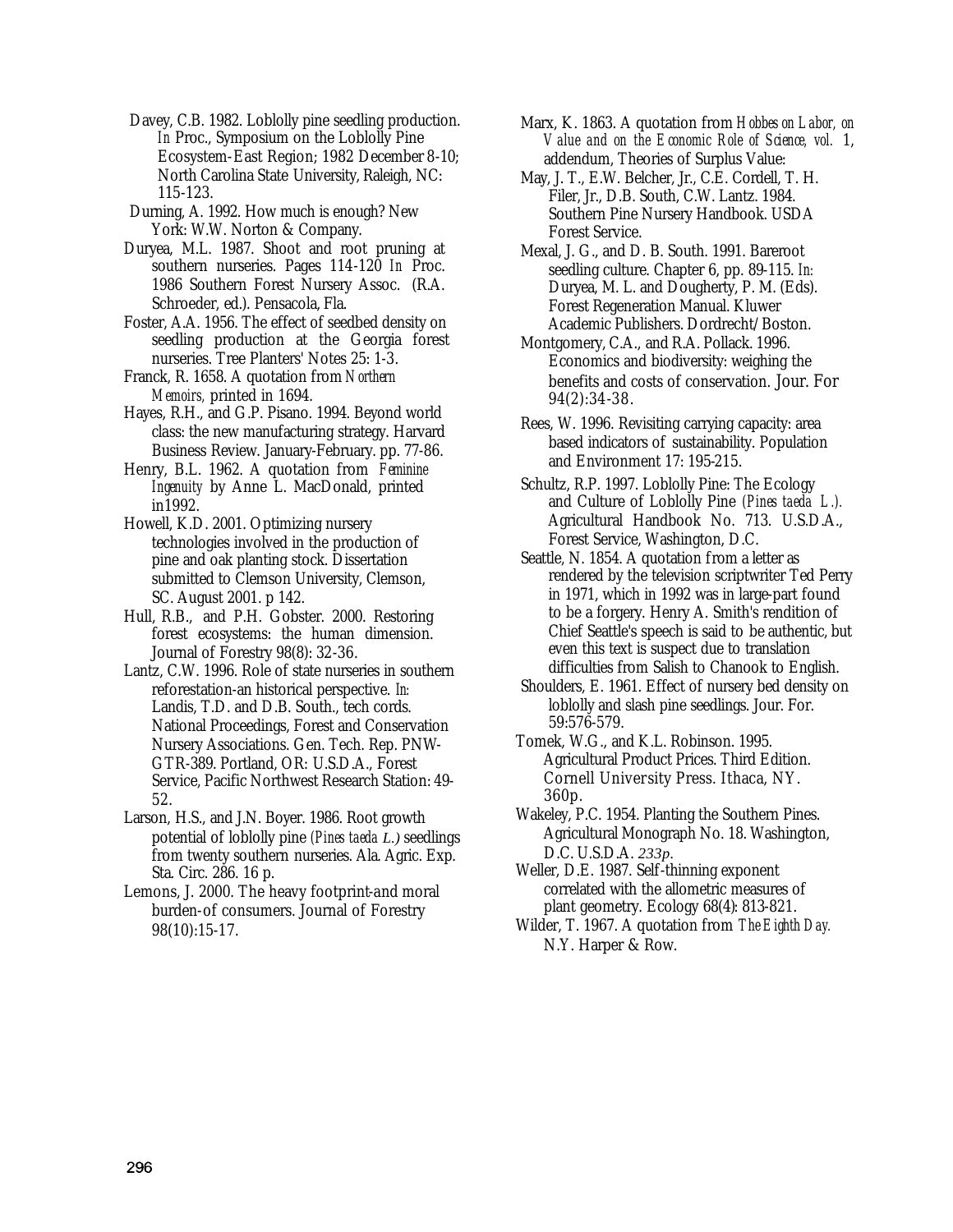Davey, C.B. 1982. Loblolly pine seedling production. *In* Proc., Symposium on the Loblolly Pine Ecosystem-East Region; 1982 December 8-10; North Carolina State University, Raleigh, NC: 115-123.

Durning, A. 1992. How much is enough? New York: W.W. Norton & Company.

Duryea, M.L. 1987. Shoot and root pruning at southern nurseries. Pages 114-120 *In* Proc. 1986 Southern Forest Nursery Assoc. (R.A. Schroeder, ed.). Pensacola, Fla.

Foster, A.A. 1956. The effect of seedbed density on seedling production at the Georgia forest nurseries. Tree Planters' Notes 25: 1-3.

Franck, R. 1658. A quotation from *Northern Memoirs,* printed in 1694.

Hayes, R.H., and G.P. Pisano. 1994. Beyond world class: the new manufacturing strategy. Harvard Business Review. January-February. pp. 77-86.

Henry, B.L. 1962. A quotation from *Feminine Ingenuity* by Anne L. MacDonald, printed in1992.

Howell, K.D. 2001. Optimizing nursery technologies involved in the production of pine and oak planting stock. Dissertation submitted to Clemson University, Clemson, SC. August 2001. p 142.

Hull, R.B., and P.H. Gobster. 2000. Restoring forest ecosystems: the human dimension. Journal of Forestry 98(8): 32-36.

Lantz, C.W. 1996. Role of state nurseries in southern reforestation-an historical perspective. *In:* Landis, T.D. and D.B. South., tech cords. National Proceedings, Forest and Conservation Nursery Associations. Gen. Tech. Rep. PNW-GTR-389. Portland, OR: U.S.D.A., Forest Service, Pacific Northwest Research Station: 49-52.

Larson, H.S., and J.N. Boyer. 1986. Root growth potential of loblolly pine *(Pines taeda L.)* seedlings from twenty southern nurseries. Ala. Agric. Exp. Sta. Circ. 286. 16 p.

Lemons, J. 2000. The heavy footprint-and moral burden-of consumers. Journal of Forestry 98(10):15-17.

Marx, K. 1863. A quotation from *Hobbes on Labor, on Value and on the Economic Role of Science, vol.* 1, addendum, Theories of Surplus Value:

May, J. T., E.W. Belcher, Jr., C.E. Cordell, T. H. Filer, Jr., D.B. South, C.W. Lantz. 1984. Southern Pine Nursery Handbook. USDA Forest Service.

Mexal, J. G., and D. B. South. 1991. Bareroot seedling culture. Chapter 6, pp. 89-115. *In:* Duryea, M. L. and Dougherty, P. M. (Eds). Forest Regeneration Manual. Kluwer Academic Publishers. Dordrecht/Boston.

Montgomery, C.A., and R.A. Pollack. 1996. Economics and biodiversity: weighing the benefits and costs of conservation. Jour. For 94(2):34-38.

Rees, W. 1996. Revisiting carrying capacity: area based indicators of sustainability. Population and Environment 17: 195-215.

Schultz, R.P. 1997. Loblolly Pine: The Ecology and Culture of Loblolly Pine *(Pines taeda L.).* Agricultural Handbook No. 713. U.S.D.A., Forest Service, Washington, D.C.

Seattle, N. 1854. A quotation from a letter as rendered by the television scriptwriter Ted Perry in 1971, which in 1992 was in large-part found to be a forgery. Henry A. Smith's rendition of Chief Seattle's speech is said to be authentic, but even this text is suspect due to translation difficulties from Salish to Chanook to English.

Shoulders, E. 1961. Effect of nursery bed density on loblolly and slash pine seedlings. Jour. For. 59:576-579.

Tomek, W.G., and K.L. Robinson. 1995. Agricultural Product Prices. Third Edition. Cornell University Press. Ithaca, NY. 360p.

Wakeley, P.C. 1954. Planting the Southern Pines. Agricultural Monograph No. 18. Washington, D.C. U.S.D.A. *233p.*

Weller, D.E. 1987. Self-thinning exponent correlated with the allometric measures of plant geometry. Ecology 68(4): 813-821.

Wilder, T. 1967. A quotation from *The Eighth Day.* N.Y. Harper & Row.